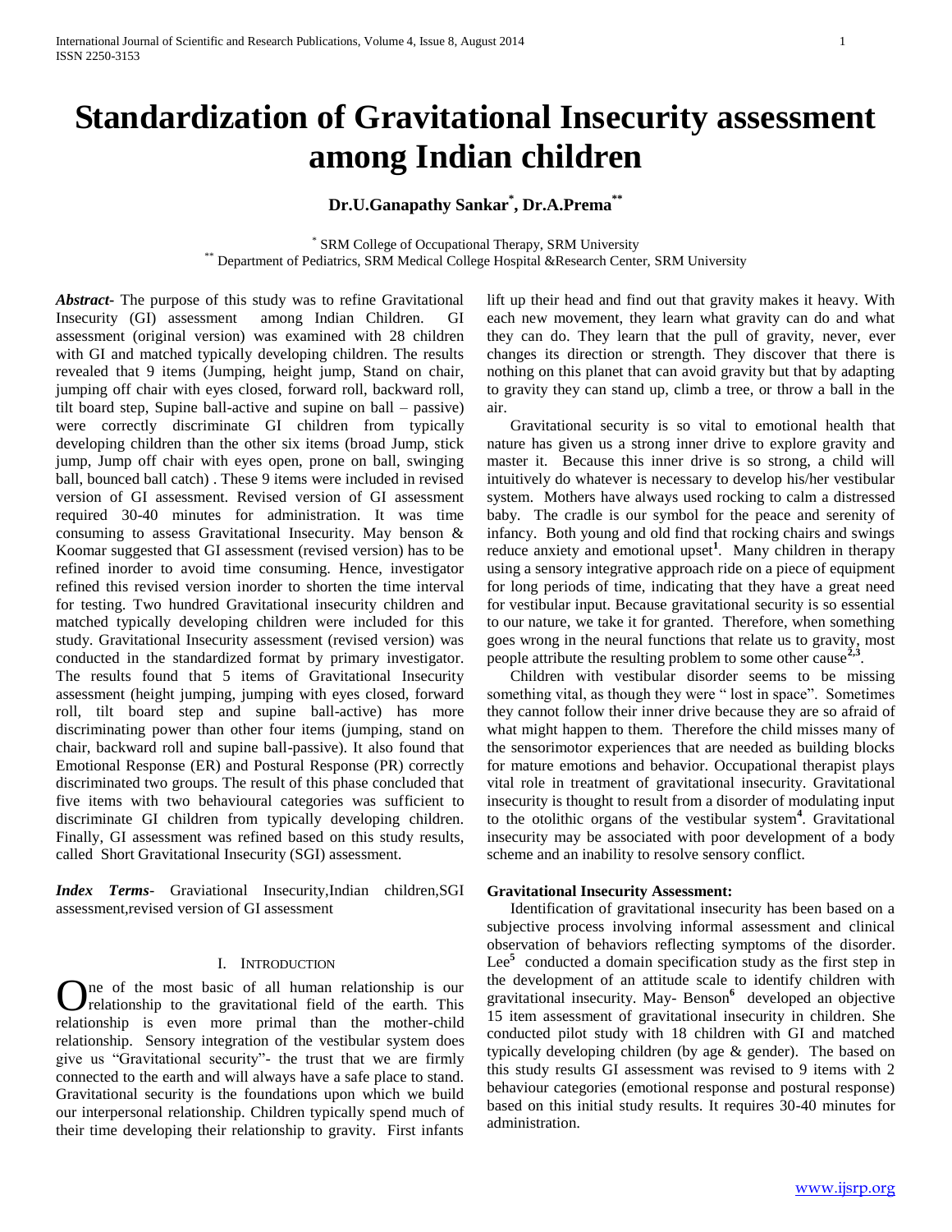# Standardization of Gravitational Insecurity assessment among Indian children

**Dr.U.Ganapathy Sankar[*], Dr.A.Prema[**]**

[*] SRM College of Occupational Therapy, SRM University
[**] Department of Pediatrics, SRM Medical College Hospital &Research Center, SRM University

***Abstract-*** The purpose of this study was to refine Gravitational Insecurity (GI) assessment among Indian Children. GI assessment (original version) was examined with 28 children with GI and matched typically developing children. The results revealed that 9 items (Jumping, height jump, Stand on chair, jumping off chair with eyes closed, forward roll, backward roll, tilt board step, Supine ball-active and supine on ball – passive) were correctly discriminate GI children from typically developing children than the other six items (broad Jump, stick jump, Jump off chair with eyes open, prone on ball, swinging ball, bounced ball catch) . These 9 items were included in revised version of GI assessment. Revised version of GI assessment required 30-40 minutes for administration. It was time consuming to assess Gravitational Insecurity. May benson & Koomar suggested that GI assessment (revised version) has to be refined inorder to avoid time consuming. Hence, investigator refined this revised version inorder to shorten the time interval for testing. Two hundred Gravitational insecurity children and matched typically developing children were included for this study. Gravitational Insecurity assessment (revised version) was conducted in the standardized format by primary investigator. The results found that 5 items of Gravitational Insecurity assessment (height jumping, jumping with eyes closed, forward roll, tilt board step and supine ball-active) has more discriminating power than other four items (jumping, stand on chair, backward roll and supine ball-passive). It also found that Emotional Response (ER) and Postural Response (PR) correctly discriminated two groups. The result of this phase concluded that five items with two behavioural categories was sufficient to discriminate GI children from typically developing children. Finally, GI assessment was refined based on this study results, called Short Gravitational Insecurity (SGI) assessment.

***Index Terms*-** Graviational Insecurity,Indian children,SGI assessment,revised version of GI assessment

## I. Introduction

One of the most basic of all human relationship is our relationship to the gravitational field of the earth. This relationship is even more primal than the mother-child relationship. Sensory integration of the vestibular system does give us "Gravitational security"- the trust that we are firmly connected to the earth and will always have a safe place to stand. Gravitational security is the foundations upon which we build our interpersonal relationship. Children typically spend much of their time developing their relationship to gravity. First infants lift up their head and find out that gravity makes it heavy. With each new movement, they learn what gravity can do and what they can do. They learn that the pull of gravity, never, ever changes its direction or strength. They discover that there is nothing on this planet that can avoid gravity but that by adapting to gravity they can stand up, climb a tree, or throw a ball in the air.

Gravitational security is so vital to emotional health that nature has given us a strong inner drive to explore gravity and master it. Because this inner drive is so strong, a child will intuitively do whatever is necessary to develop his/her vestibular system. Mothers have always used rocking to calm a distressed baby. The cradle is our symbol for the peace and serenity of infancy. Both young and old find that rocking chairs and swings reduce anxiety and emotional upset[1]. Many children in therapy using a sensory integrative approach ride on a piece of equipment for long periods of time, indicating that they have a great need for vestibular input. Because gravitational security is so essential to our nature, we take it for granted. Therefore, when something goes wrong in the neural functions that relate us to gravity, most people attribute the resulting problem to some other cause[2,3].

Children with vestibular disorder seems to be missing something vital, as though they were " lost in space". Sometimes they cannot follow their inner drive because they are so afraid of what might happen to them. Therefore the child misses many of the sensorimotor experiences that are needed as building blocks for mature emotions and behavior. Occupational therapist plays vital role in treatment of gravitational insecurity. Gravitational insecurity is thought to result from a disorder of modulating input to the otolithic organs of the vestibular system[4]. Gravitational insecurity may be associated with poor development of a body scheme and an inability to resolve sensory conflict.

### Gravitational Insecurity Assessment:

Identification of gravitational insecurity has been based on a subjective process involving informal assessment and clinical observation of behaviors reflecting symptoms of the disorder. Lee[5] conducted a domain specification study as the first step in the development of an attitude scale to identify children with gravitational insecurity. May- Benson[6] developed an objective 15 item assessment of gravitational insecurity in children. She conducted pilot study with 18 children with GI and matched typically developing children (by age & gender). The based on this study results GI assessment was revised to 9 items with 2 behaviour categories (emotional response and postural response) based on this initial study results. It requires 30-40 minutes for administration.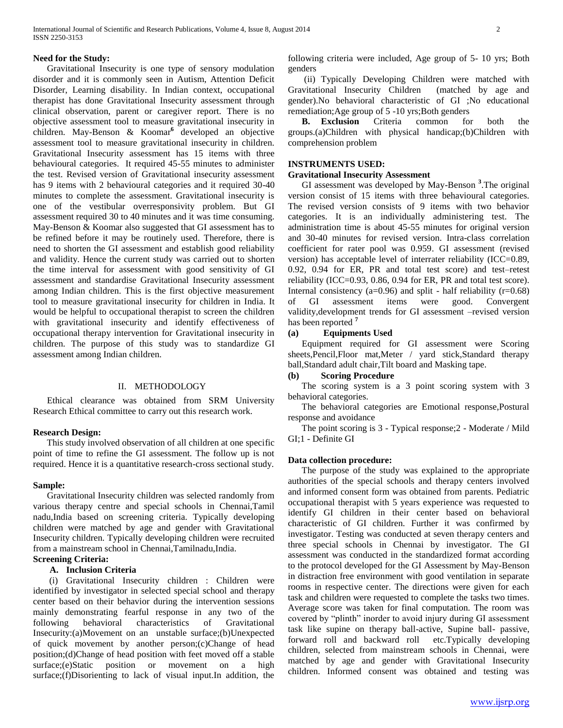**Need for the Study:**

Gravitational Insecurity is one type of sensory modulation disorder and it is commonly seen in Autism, Attention Deficit Disorder, Learning disability. In Indian context, occupational therapist has done Gravitational Insecurity assessment through clinical observation, parent or caregiver report. There is no objective assessment tool to measure gravitational insecurity in children. May-Benson & Koomar[6] developed an objective assessment tool to measure gravitational insecurity in children. Gravitational Insecurity assessment has 15 items with three behavioural categories. It required 45-55 minutes to administer the test. Revised version of Gravitational insecurity assessment has 9 items with 2 behavioural categories and it required 30-40 minutes to complete the assessment. Gravitational insecurity is one of the vestibular overresponsivity problem. But GI assessment required 30 to 40 minutes and it was time consuming. May-Benson & Koomar also suggested that GI assessment has to be refined before it may be routinely used. Therefore, there is need to shorten the GI assessment and establish good reliability and validity. Hence the current study was carried out to shorten the time interval for assessment with good sensitivity of GI assessment and standardise Gravitational Insecurity assessment among Indian children. This is the first objective measurement tool to measure gravitational insecurity for children in India. It would be helpful to occupational therapist to screen the children with gravitational insecurity and identify effectiveness of occupational therapy intervention for Gravitational insecurity in children. The purpose of this study was to standardize GI assessment among Indian children.

## II. METHODOLOGY

Ethical clearance was obtained from SRM University Research Ethical committee to carry out this research work.

**Research Design:**

This study involved observation of all children at one specific point of time to refine the GI assessment. The follow up is not required. Hence it is a quantitative research-cross sectional study.

**Sample:**

Gravitational Insecurity children was selected randomly from various therapy centre and special schools in Chennai,Tamil nadu,India based on screening criteria. Typically developing children were matched by age and gender with Gravitational Insecurity children. Typically developing children were recruited from a mainstream school in Chennai,Tamilnadu,India.

**Screening Criteria:**

**A. Inclusion Criteria**

(i) Gravitational Insecurity children : Children were identified by investigator in selected special school and therapy center based on their behavior during the intervention sessions mainly demonstrating fearful response in any two of the following behavioral characteristics of Gravitational Insecurity:(a)Movement on an unstable surface;(b)Unexpected of quick movement by another person;(c)Change of head position;(d)Change of head position with feet moved off a stable surface;(e)Static position or movement on a high surface;(f)Disorienting to lack of visual input.In addition, the following criteria were included, Age group of 5- 10 yrs; Both genders

(ii) Typically Developing Children were matched with Gravitational Insecurity Children (matched by age and gender).No behavioral characteristic of GI ;No educational remediation;Age group of 5 -10 yrs;Both genders

**B. Exclusion** Criteria common for both the groups.(a)Children with physical handicap;(b)Children with comprehension problem

**INSTRUMENTS USED:**

**Gravitational Insecurity Assessment**

GI assessment was developed by May-Benson [3].The original version consist of 15 items with three behavioural categories. The revised version consists of 9 items with two behavior categories. It is an individually administering test. The administration time is about 45-55 minutes for original version and 30-40 minutes for revised version. Intra-class correlation coefficient for rater pool was 0.959. GI assessment (revised version) has acceptable level of interrater reliability (ICC=0.89, 0.92, 0.94 for ER, PR and total test score) and test–retest reliability (ICC=0.93, 0.86, 0.94 for ER, PR and total test score). Internal consistency (a=0.96) and split - half reliability (r=0.68) of GI assessment items were good. Convergent validity,development trends for GI assessment –revised version has been reported [7]

**(a) Equipments Used**

Equipment required for GI assessment were Scoring sheets,Pencil,Floor mat,Meter / yard stick,Standard therapy ball,Standard adult chair,Tilt board and Masking tape.

**(b) Scoring Procedure**

The scoring system is a 3 point scoring system with 3 behavioral categories.

The behavioral categories are Emotional response,Postural response and avoidance

The point scoring is 3 - Typical response;2 - Moderate / Mild GI;1 - Definite GI

**Data collection procedure:**

The purpose of the study was explained to the appropriate authorities of the special schools and therapy centers involved and informed consent form was obtained from parents. Pediatric occupational therapist with 5 years experience was requested to identify GI children in their center based on behavioral characteristic of GI children. Further it was confirmed by investigator. Testing was conducted at seven therapy centers and three special schools in Chennai by investigator. The GI assessment was conducted in the standardized format according to the protocol developed for the GI Assessment by May-Benson in distraction free environment with good ventilation in separate rooms in respective center. The directions were given for each task and children were requested to complete the tasks two times. Average score was taken for final computation. The room was covered by "plinth" inorder to avoid injury during GI assessment task like supine on therapy ball-active, Supine ball- passive, forward roll and backward roll etc.Typically developing children, selected from mainstream schools in Chennai, were matched by age and gender with Gravitational Insecurity children. Informed consent was obtained and testing was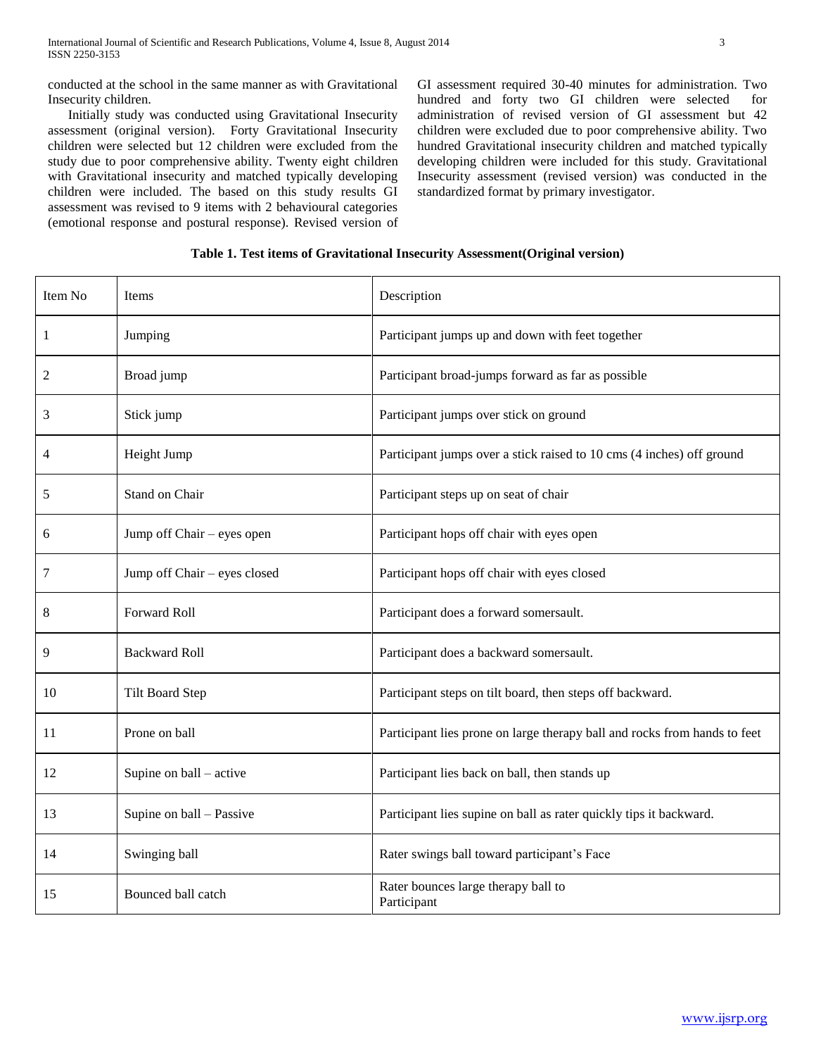conducted at the school in the same manner as with Gravitational Insecurity children.

Initially study was conducted using Gravitational Insecurity assessment (original version). Forty Gravitational Insecurity children were selected but 12 children were excluded from the study due to poor comprehensive ability. Twenty eight children with Gravitational insecurity and matched typically developing children were included. The based on this study results GI assessment was revised to 9 items with 2 behavioural categories (emotional response and postural response). Revised version of GI assessment required 30-40 minutes for administration. Two hundred and forty two GI children were selected for administration of revised version of GI assessment but 42 children were excluded due to poor comprehensive ability. Two hundred Gravitational insecurity children and matched typically developing children were included for this study. Gravitational Insecurity assessment (revised version) was conducted in the standardized format by primary investigator.

**Table 1. Test items of Gravitational Insecurity Assessment(Original version)**

| Item No | Items | Description |
|---|---|---|
| 1 | Jumping | Participant jumps up and down with feet together |
| 2 | Broad jump | Participant broad-jumps forward as far as possible |
| 3 | Stick jump | Participant jumps over stick on ground |
| 4 | Height Jump | Participant jumps over a stick raised to 10 cms (4 inches) off ground |
| 5 | Stand on Chair | Participant steps up on seat of chair |
| 6 | Jump off Chair – eyes open | Participant hops off chair with eyes open |
| 7 | Jump off Chair – eyes closed | Participant hops off chair with eyes closed |
| 8 | Forward Roll | Participant does a forward somersault. |
| 9 | Backward Roll | Participant does a backward somersault. |
| 10 | Tilt Board Step | Participant steps on tilt board, then steps off backward. |
| 11 | Prone on ball | Participant lies prone on large therapy ball and rocks from hands to feet |
| 12 | Supine on ball – active | Participant lies back on ball, then stands up |
| 13 | Supine on ball – Passive | Participant lies supine on ball as rater quickly tips it backward. |
| 14 | Swinging ball | Rater swings ball toward participant's Face |
| 15 | Bounced ball catch | Rater bounces large therapy ball to Participant |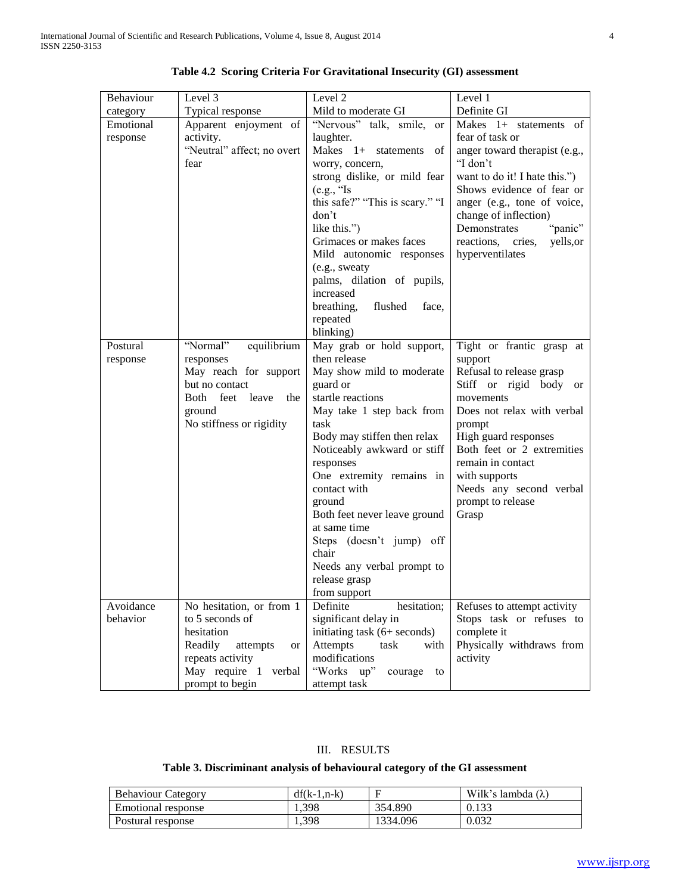**Table 4.2 Scoring Criteria For Gravitational Insecurity (GI) assessment**

| Behaviour category | Level 3 Typical response | Level 2 Mild to moderate GI | Level 1 Definite GI |
|---|---|---|---|
| Emotional response | Apparent enjoyment of activity. "Neutral" affect; no overt fear | "Nervous" talk, smile, or laughter. Makes 1+ statements of worry, concern, strong dislike, or mild fear (e.g., "Is this safe?" "This is scary." "I don't like this.") Grimaces or makes faces Mild autonomic responses (e.g., sweaty palms, dilation of pupils, increased breathing, flushed face, repeated blinking) | Makes 1+ statements of fear of task or anger toward therapist (e.g., "I don't want to do it! I hate this.") Shows evidence of fear or anger (e.g., tone of voice, change of inflection) Demonstrates "panic" reactions, cries, yells,or hyperventilates |
| Postural response | "Normal" equilibrium responses May reach for support but no contact Both feet leave the ground No stiffness or rigidity | May grab or hold support, then release May show mild to moderate guard or startle reactions May take 1 step back from task Body may stiffen then relax Noticeably awkward or stiff responses One extremity remains in contact with ground Both feet never leave ground at same time Steps (doesn't jump) off chair Needs any verbal prompt to release grasp from support | Tight or frantic grasp at support Refusal to release grasp Stiff or rigid body or movements Does not relax with verbal prompt High guard responses Both feet or 2 extremities remain in contact with supports Needs any second verbal prompt to release Grasp |
| Avoidance behavior | No hesitation, or from 1 to 5 seconds of hesitation Readily attempts or repeats activity May require 1 verbal prompt to begin | Definite hesitation; significant delay in initiating task (6+ seconds) Attempts task with modifications "Works up" courage to attempt task | Refuses to attempt activity Stops task or refuses to complete it Physically withdraws from activity |

## III. RESULTS

**Table 3. Discriminant analysis of behavioural category of the GI assessment**

| Behaviour Category | df(k-1,n-k) | F | Wilk's lambda (λ) |
|---|---|---|---|
| Emotional response | 1,398 | 354.890 | 0.133 |
| Postural response | 1,398 | 1334.096 | 0.032 |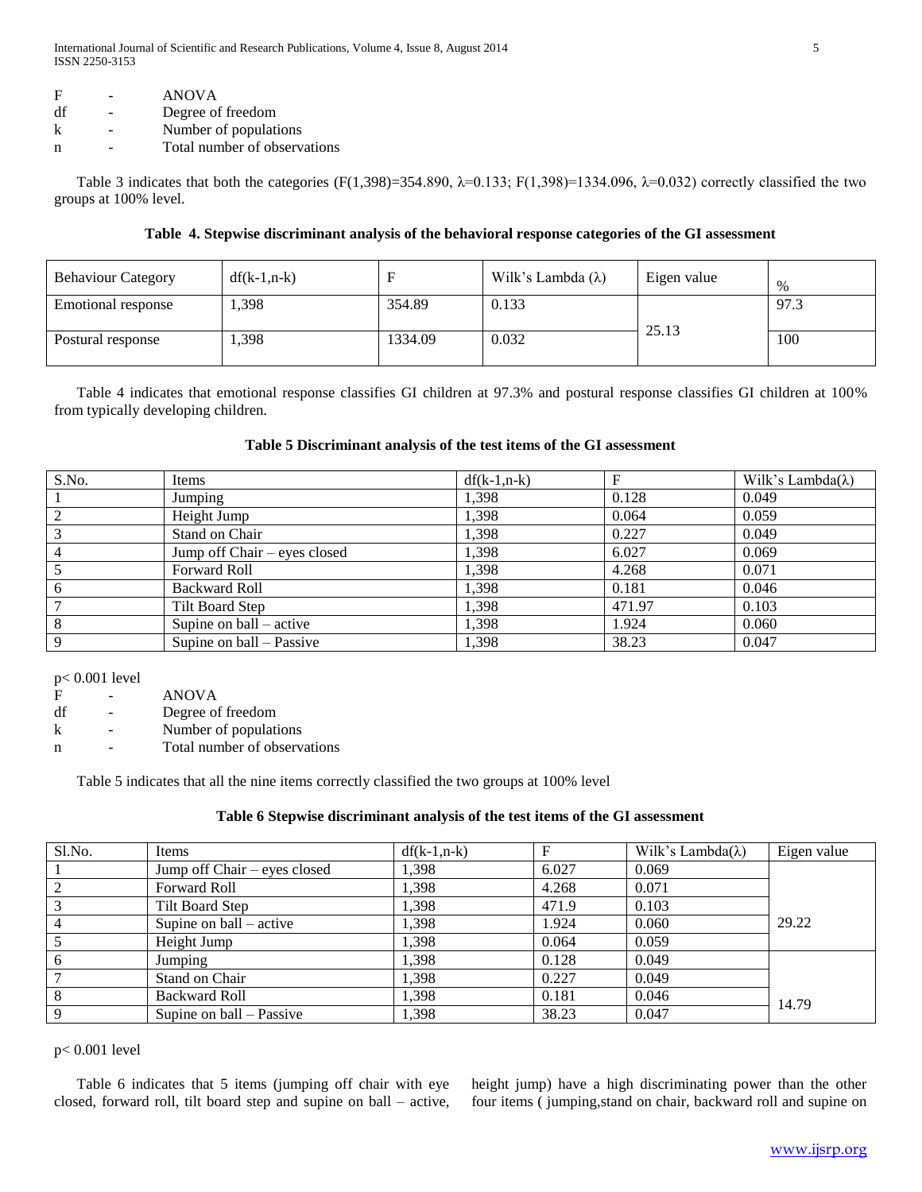F - ANOVA
df - Degree of freedom
k - Number of populations
n - Total number of observations

Table 3 indicates that both the categories ($F(1,398)=354.890$, $\lambda=0.133$; $F(1,398)=1334.096$, $\lambda=0.032$) correctly classified the two groups at 100% level.

**Table 4. Stepwise discriminant analysis of the behavioral response categories of the GI assessment**

| Behaviour Category | df(k-1,n-k) | F | Wilk's Lambda (λ) | Eigen value | % |
|---|---|---|---|---|---|
| Emotional response | 1,398 | 354.89 | 0.133 | 25.13 | 97.3 |
| Postural response | 1,398 | 1334.09 | 0.032 | | 100 |

Table 4 indicates that emotional response classifies GI children at 97.3% and postural response classifies GI children at 100% from typically developing children.

**Table 5 Discriminant analysis of the test items of the GI assessment**

| S.No. | Items | df(k-1,n-k) | F | Wilk's Lambda(λ) |
|---|---|---|---|---|
| 1 | Jumping | 1,398 | 0.128 | 0.049 |
| 2 | Height Jump | 1,398 | 0.064 | 0.059 |
| 3 | Stand on Chair | 1,398 | 0.227 | 0.049 |
| 4 | Jump off Chair – eyes closed | 1,398 | 6.027 | 0.069 |
| 5 | Forward Roll | 1,398 | 4.268 | 0.071 |
| 6 | Backward Roll | 1,398 | 0.181 | 0.046 |
| 7 | Tilt Board Step | 1,398 | 471.97 | 0.103 |
| 8 | Supine on ball – active | 1,398 | 1.924 | 0.060 |
| 9 | Supine on ball – Passive | 1,398 | 38.23 | 0.047 |

$p < 0.001$ level

F - ANOVA
df - Degree of freedom
k - Number of populations
n - Total number of observations

Table 5 indicates that all the nine items correctly classified the two groups at 100% level

**Table 6 Stepwise discriminant analysis of the test items of the GI assessment**

| Sl.No. | Items | df(k-1,n-k) | F | Wilk's Lambda(λ) | Eigen value |
|---|---|---|---|---|---|
| 1 | Jump off Chair – eyes closed | 1,398 | 6.027 | 0.069 | 29.22 |
| 2 | Forward Roll | 1,398 | 4.268 | 0.071 | |
| 3 | Tilt Board Step | 1,398 | 471.9 | 0.103 | |
| 4 | Supine on ball – active | 1,398 | 1.924 | 0.060 | |
| 5 | Height Jump | 1,398 | 0.064 | 0.059 | |
| 6 | Jumping | 1,398 | 0.128 | 0.049 | 14.79 |
| 7 | Stand on Chair | 1,398 | 0.227 | 0.049 | |
| 8 | Backward Roll | 1,398 | 0.181 | 0.046 | |
| 9 | Supine on ball – Passive | 1,398 | 38.23 | 0.047 | |

$p < 0.001$ level

Table 6 indicates that 5 items (jumping off chair with eye closed, forward roll, tilt board step and supine on ball – active, height jump) have a high discriminating power than the other four items ( jumping,stand on chair, backward roll and supine on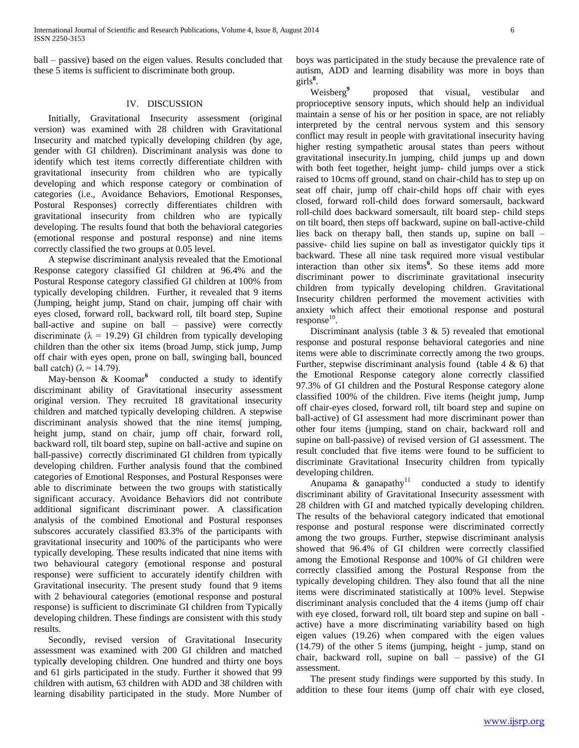ball – passive) based on the eigen values. Results concluded that these 5 items is sufficient to discriminate both group.

## IV. DISCUSSION

Initially, Gravitational Insecurity assessment (original version) was examined with 28 children with Gravitational Insecurity and matched typically developing children (by age, gender with GI children). Discriminant analysis was done to identify which test items correctly differentiate children with gravitational insecurity from children who are typically developing and which response category or combination of categories (i.e., Avoidance Behaviors, Emotional Responses, Postural Responses) correctly differentiates children with gravitational insecurity from children who are typically developing. The results found that both the behavioral categories (emotional response and postural response) and nine items correctly classified the two groups at 0.05 level.

A stepwise discriminant analysis revealed that the Emotional Response category classified GI children at 96.4% and the Postural Response category classified GI children at 100% from typically developing children. Further, it revealed that 9 items (Jumping, height jump, Stand on chair, jumping off chair with eyes closed, forward roll, backward roll, tilt board step, Supine ball-active and supine on ball – passive) were correctly discriminate ($\lambda = 19.29$) GI children from typically developing children than the other six items (broad Jump, stick jump, Jump off chair with eyes open, prone on ball, swinging ball, bounced ball catch) ($\lambda = 14.79$).

May-benson & Koomar[6] conducted a study to identify discriminant ability of Gravitational insecurity assessment original version. They recruited 18 gravitational insecurity children and matched typically developing children. A stepwise discriminant analysis showed that the nine items( jumping, height jump, stand on chair, jump off chair, forward roll, backward roll, tilt board step, supine on ball-active and supine on ball-passive) correctly discriminated GI children from typically developing children. Further analysis found that the combined categories of Emotional Responses, and Postural Responses were able to discriminate between the two groups with statistically significant accuracy. Avoidance Behaviors did not contribute additional significant discriminant power. A classification analysis of the combined Emotional and Postural responses subscores accurately classified 83.3% of the participants with gravitational insecurity and 100% of the participants who were typically developing. These results indicated that nine items with two behavioural category (emotional response and postural response) were sufficient to accurately identify children with Gravitational insecurity. The present study found that 9 items with 2 behavioural categories (emotional response and postural response) is sufficient to discriminate GI children from Typically developing children. These findings are consistent with this study results.

Secondly, revised version of Gravitational Insecurity assessment was examined with 200 GI children and matched typically developing children. One hundred and thirty one boys and 61 girls participated in the study. Further it showed that 99 children with autism, 63 children with ADD and 38 children with learning disability participated in the study. More Number of boys was participated in the study because the prevalence rate of autism, ADD and learning disability was more in boys than girls[8].

Weisberg[9] proposed that visual, vestibular and proprioceptive sensory inputs, which should help an individual maintain a sense of his or her position in space, are not reliably interpreted by the central nervous system and this sensory conflict may result in people with gravitational insecurity having higher resting sympathetic arousal states than peers without gravitational insecurity.In jumping, child jumps up and down with both feet together, height jump- child jumps over a stick raised to 10cms off ground, stand on chair-child has to step up on seat off chair, jump off chair-child hops off chair with eyes closed, forward roll-child does forward somersault, backward roll-child does backward somersault, tilt board step- child steps on tilt board, then steps off backward, supine on ball-active-child lies back on therapy ball, then stands up, supine on ball – passive- child lies supine on ball as investigator quickly tips it backward. These all nine task required more visual vestibular interaction than other six items[6]. So these items add more discriminant power to discriminate gravitational insecurity children from typically developing children. Gravitational Insecurity children performed the movement activities with anxiety which affect their emotional response and postural response[10].

Discriminant analysis (table 3 & 5) revealed that emotional response and postural response behavioral categories and nine items were able to discriminate correctly among the two groups. Further, stepwise discriminant analysis found (table 4 & 6) that the Emotional Response category alone correctly classified 97.3% of GI children and the Postural Response category alone classified 100% of the children. Five items (height jump, Jump off chair-eyes closed, forward roll, tilt board step and supine on ball-active) of GI assessment had more discriminant power than other four items (jumping, stand on chair, backward roll and supine on ball-passive) of revised version of GI assessment. The result concluded that five items were found to be sufficient to discriminate Gravitational Insecurity children from typically developing children.

Anupama & ganapathy[11] conducted a study to identify discriminant ability of Gravitational Insecurity assessment with 28 children with GI and matched typically developing children. The results of the behavioral category indicated that emotional response and postural response were discriminated correctly among the two groups. Further, stepwise discriminant analysis showed that 96.4% of GI children were correctly classified among the Emotional Response and 100% of GI children were correctly classified among the Postural Response from the typically developing children. They also found that all the nine items were discriminated statistically at 100% level. Stepwise discriminant analysis concluded that the 4 items (jump off chair with eye closed, forward roll, tilt board step and supine on ball - active) have a more discriminating variability based on high eigen values (19.26) when compared with the eigen values (14.79) of the other 5 items (jumping, height - jump, stand on chair, backward roll, supine on ball – passive) of the GI assessment.

The present study findings were supported by this study. In addition to these four items (jump off chair with eye closed,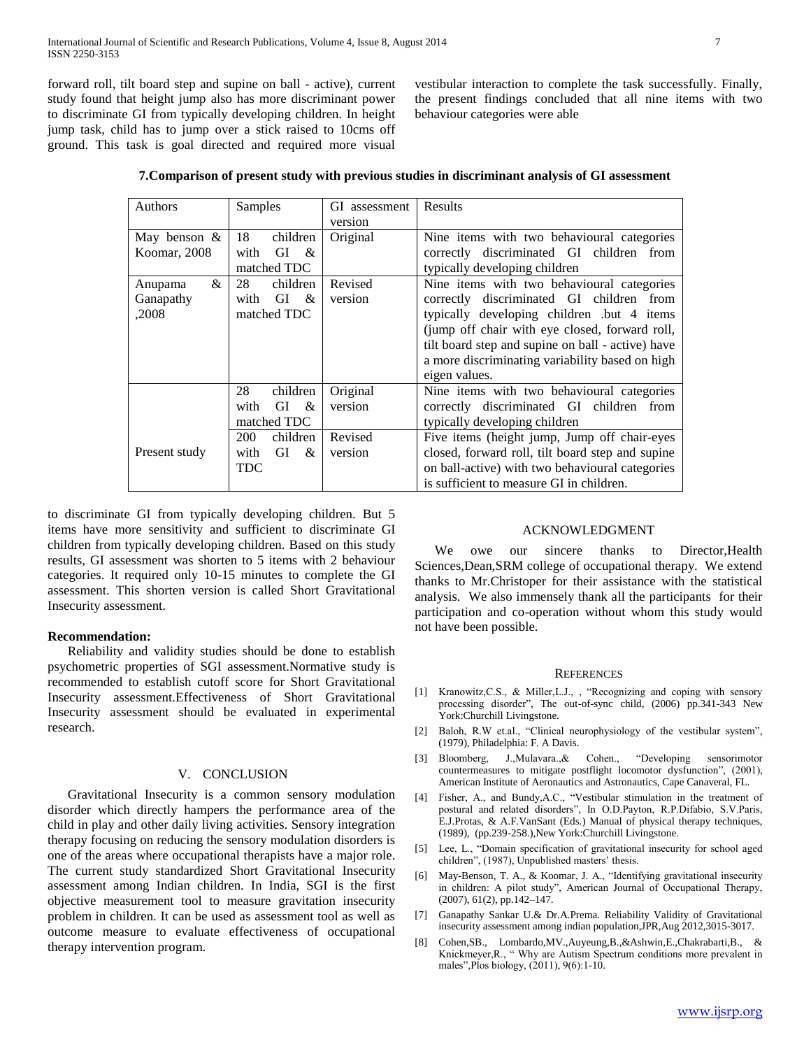forward roll, tilt board step and supine on ball - active), current study found that height jump also has more discriminant power to discriminate GI from typically developing children. In height jump task, child has to jump over a stick raised to 10cms off ground. This task is goal directed and required more visual vestibular interaction to complete the task successfully. Finally, the present findings concluded that all nine items with two behaviour categories were able to discriminate GI from typically developing children. But 5 items have more sensitivity and sufficient to discriminate GI children from typically developing children. Based on this study results, GI assessment was shorten to 5 items with 2 behaviour categories. It required only 10-15 minutes to complete the GI assessment. This shorten version is called Short Gravitational Insecurity assessment.

**7.Comparison of present study with previous studies in discriminant analysis of GI assessment**

| Authors | Samples | GI assessment version | Results |
|---|---|---|---|
| May benson & Koomar, 2008 | 18 children with GI & matched TDC | Original | Nine items with two behavioural categories correctly discriminated GI children from typically developing children |
| Anupama & Ganapathy ,2008 | 28 children with GI & matched TDC | Revised version | Nine items with two behavioural categories correctly discriminated GI children from typically developing children .but 4 items (jump off chair with eye closed, forward roll, tilt board step and supine on ball - active) have a more discriminating variability based on high eigen values. |
| Present study | 28 children with GI & matched TDC | Original version | Nine items with two behavioural categories correctly discriminated GI children from typically developing children |
| | 200 children with GI & TDC | Revised version | Five items (height jump, Jump off chair-eyes closed, forward roll, tilt board step and supine on ball-active) with two behavioural categories is sufficient to measure GI in children. |

**Recommendation:**

Reliability and validity studies should be done to establish psychometric properties of SGI assessment.Normative study is recommended to establish cutoff score for Short Gravitational Insecurity assessment.Effectiveness of Short Gravitational Insecurity assessment should be evaluated in experimental research.

## V. CONCLUSION

Gravitational Insecurity is a common sensory modulation disorder which directly hampers the performance area of the child in play and other daily living activities. Sensory integration therapy focusing on reducing the sensory modulation disorders is one of the areas where occupational therapists have a major role. The current study standardized Short Gravitational Insecurity assessment among Indian children. In India, SGI is the first objective measurement tool to measure gravitation insecurity problem in children. It can be used as assessment tool as well as outcome measure to evaluate effectiveness of occupational therapy intervention program.

## ACKNOWLEDGMENT

We owe our sincere thanks to Director,Health Sciences,Dean,SRM college of occupational therapy. We extend thanks to Mr.Christoper for their assistance with the statistical analysis. We also immensely thank all the participants for their participation and co-operation without whom this study would not have been possible.

## REFERENCES

[1] Kranowitz,C.S., & Miller,L.J., , "Recognizing and coping with sensory processing disorder", The out-of-sync child, (2006) pp.341-343 New York:Churchill Livingstone.

[2] Baloh, R.W et.al., "Clinical neurophysiology of the vestibular system", (1979), Philadelphia: F. A Davis.

[3] Bloomberg, J.,Mulavara.,& Cohen., "Developing sensorimotor countermeasures to mitigate postflight locomotor dysfunction", (2001), American Institute of Aeronautics and Astronautics, Cape Canaveral, FL.

[4] Fisher, A., and Bundy,A.C., "Vestibular stimulation in the treatment of postural and related disorders", In O.D.Payton, R.P.Difabio, S.V.Paris, E.J.Protas, & A.F.VanSant (Eds.) Manual of physical therapy techniques, (1989), (pp.239-258.),New York:Churchill Livingstone.

[5] Lee, L., "Domain specification of gravitational insecurity for school aged children", (1987), Unpublished masters' thesis.

[6] May-Benson, T. A., & Koomar, J. A., "Identifying gravitational insecurity in children: A pilot study", American Journal of Occupational Therapy, (2007), 61(2), pp.142–147.

[7] Ganapathy Sankar U.& Dr.A.Prema. Reliability Validity of Gravitational insecurity assessment among indian population,JPR,Aug 2012,3015-3017.

[8] Cohen,SB., Lombardo,MV.,Auyeung,B.,&Ashwin,E.,Chakrabarti,B., & Knickmeyer,R., " Why are Autism Spectrum conditions more prevalent in males",Plos biology, (2011), 9(6):1-10.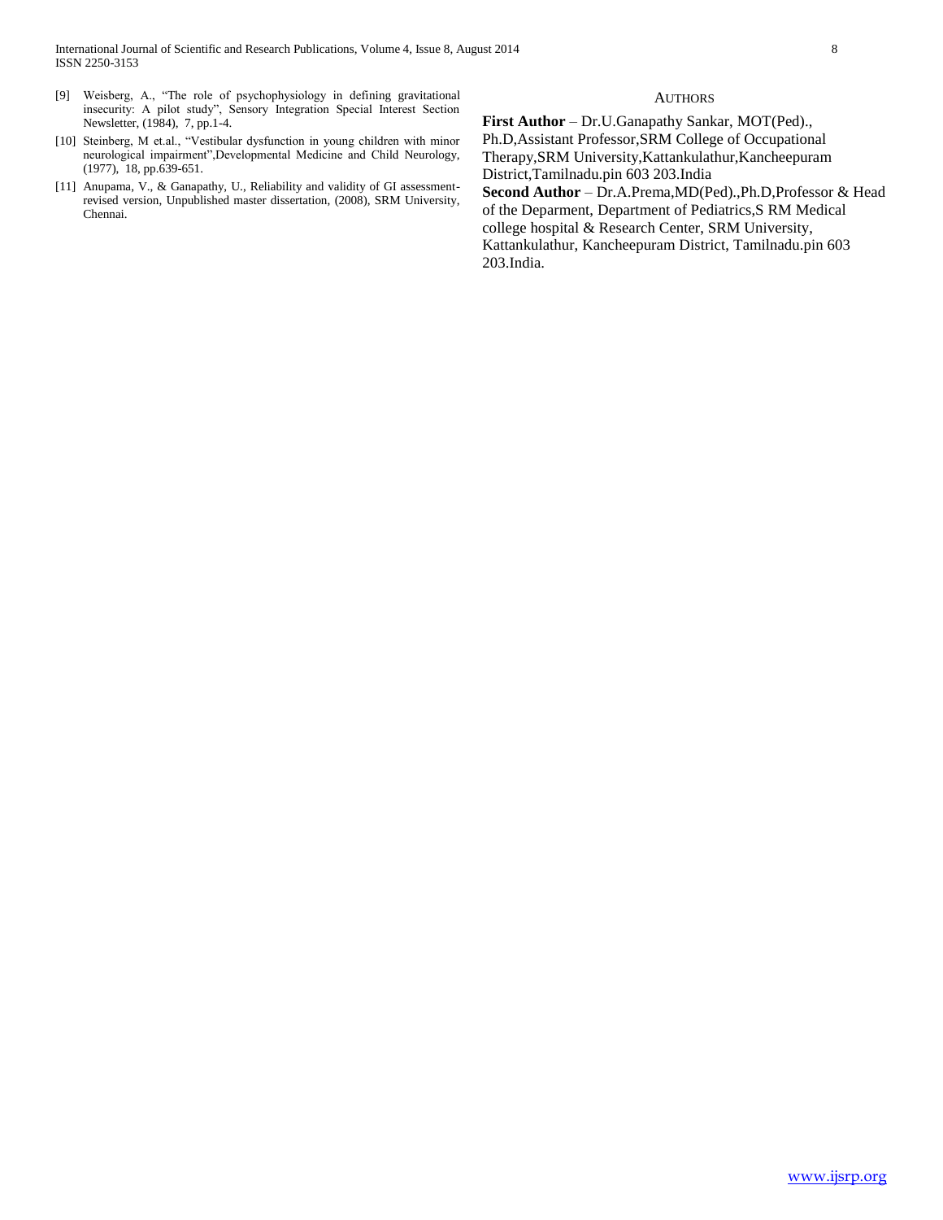[9] Weisberg, A., "The role of psychophysiology in defining gravitational insecurity: A pilot study", Sensory Integration Special Interest Section Newsletter, (1984), 7, pp.1-4.

[10] Steinberg, M et.al., "Vestibular dysfunction in young children with minor neurological impairment",Developmental Medicine and Child Neurology, (1977), 18, pp.639-651.

[11] Anupama, V., & Ganapathy, U., Reliability and validity of GI assessment-revised version, Unpublished master dissertation, (2008), SRM University, Chennai.

## AUTHORS

**First Author** – Dr.U.Ganapathy Sankar, MOT(Ped)., Ph.D,Assistant Professor,SRM College of Occupational Therapy,SRM University,Kattankulathur,Kancheepuram District,Tamilnadu.pin 603 203.India

**Second Author** – Dr.A.Prema,MD(Ped).,Ph.D,Professor & Head of the Deparment, Department of Pediatrics,S RM Medical college hospital & Research Center, SRM University, Kattankulathur, Kancheepuram District, Tamilnadu.pin 603 203.India.